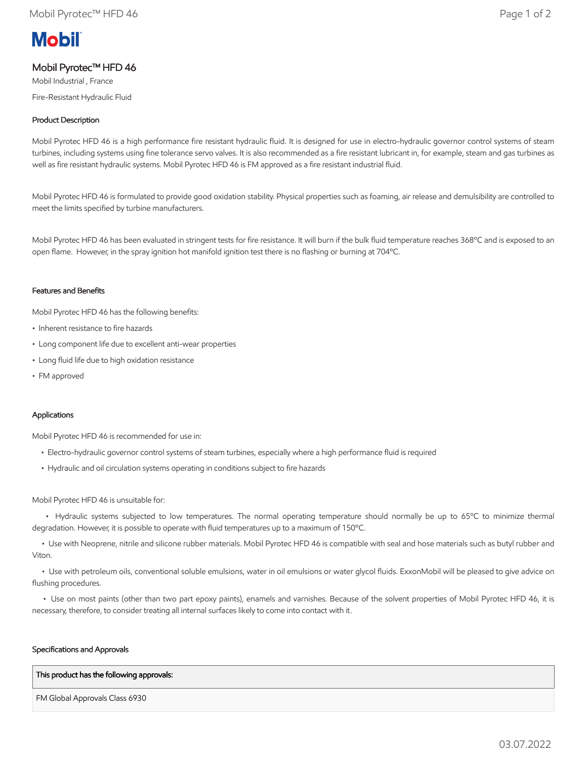Mobil

# Mobil Pyrotec™ HFD 46

Mobil Industrial , France

Fire-Resistant Hydraulic Fluid

## Product Description

Mobil Pyrotec HFD 46 is a high performance fire resistant hydraulic fluid. It is designed for use in electro-hydraulic governor control systems of steam turbines, including systems using fine tolerance servo valves. It is also recommended as a fire resistant lubricant in, for example, steam and gas turbines as well as fire resistant hydraulic systems. Mobil Pyrotec HFD 46 is FM approved as a fire resistant industrial fluid.

Mobil Pyrotec HFD 46 is formulated to provide good oxidation stability. Physical properties such as foaming, air release and demulsibility are controlled to meet the limits specified by turbine manufacturers.

Mobil Pyrotec HFD 46 has been evaluated in stringent tests for fire resistance. It will burn if the bulk fluid temperature reaches 368ºC and is exposed to an open flame. However, in the spray ignition hot manifold ignition test there is no flashing or burning at 704ºC.

## Features and Benefits

Mobil Pyrotec HFD 46 has the following benefits:

- Inherent resistance to fire hazards
- Long component life due to excellent anti-wear properties
- Long fluid life due to high oxidation resistance
- FM approved

## Applications

Mobil Pyrotec HFD 46 is recommended for use in:

- Electro-hydraulic governor control systems of steam turbines, especially where a high performance fluid is required
- Hydraulic and oil circulation systems operating in conditions subject to fire hazards

Mobil Pyrotec HFD 46 is unsuitable for:

- Hydraulic systems subjected to low temperatures. The normal operating temperature should normally be up to 65ºC to minimize thermal degradation. However, it is possible to operate with fluid temperatures up to a maximum of 150ºC.
- Use with Neoprene, nitrile and silicone rubber materials. Mobil Pyrotec HFD 46 is compatible with seal and hose materials such as butyl rubber and Viton.
- Use with petroleum oils, conventional soluble emulsions, water in oil emulsions or water glycol fluids. ExxonMobil will be pleased to give advice on flushing procedures.
- Use on most paints (other than two part epoxy paints), enamels and varnishes. Because of the solvent properties of Mobil Pyrotec HFD 46, it is necessary, therefore, to consider treating all internal surfaces likely to come into contact with it.

## Specifications and Approvals

| This product has the following approvals: |
| --- |
| FM Global Approvals Class 6930 |

03.07.2022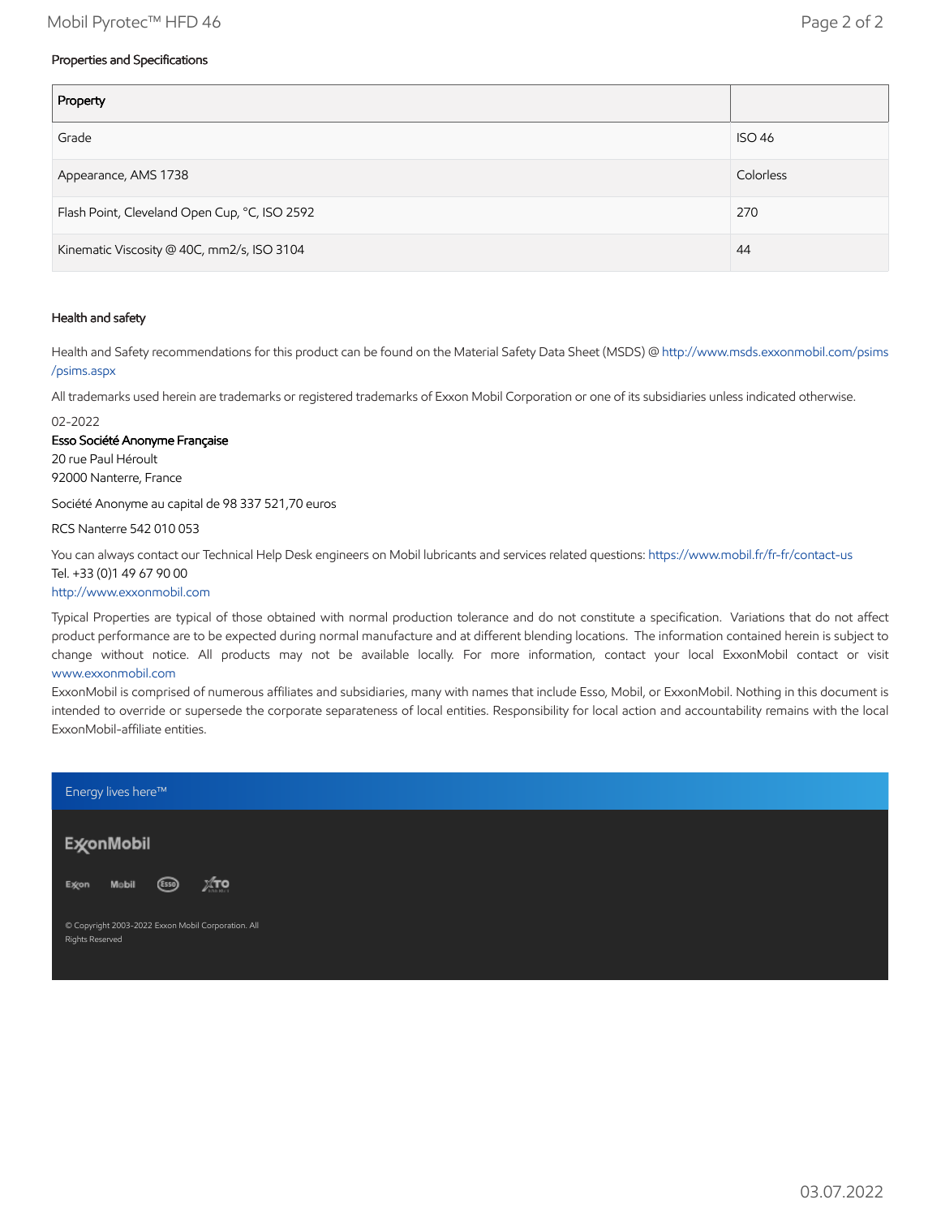### Properties and Specifications

| Property | |
|---|---|
| Grade | ISO 46 |
| Appearance, AMS 1738 | Colorless |
| Flash Point, Cleveland Open Cup, °C, ISO 2592 | 270 |
| Kinematic Viscosity @ 40C, mm2/s, ISO 3104 | 44 |

### Health and safety

Health and Safety recommendations for this product can be found on the Material Safety Data Sheet (MSDS) @ http://www.msds.exxonmobil.com/psims/psims.aspx

All trademarks used herein are trademarks or registered trademarks of Exxon Mobil Corporation or one of its subsidiaries unless indicated otherwise.

02-2022

**Esso Société Anonyme Française**
20 rue Paul Héroult
92000 Nanterre, France

Société Anonyme au capital de 98 337 521,70 euros

RCS Nanterre 542 010 053

You can always contact our Technical Help Desk engineers on Mobil lubricants and services related questions: https://www.mobil.fr/fr-fr/contact-us
Tel. +33 (0)1 49 67 90 00
http://www.exxonmobil.com

Typical Properties are typical of those obtained with normal production tolerance and do not constitute a specification. Variations that do not affect product performance are to be expected during normal manufacture and at different blending locations. The information contained herein is subject to change without notice. All products may not be available locally. For more information, contact your local ExxonMobil contact or visit www.exxonmobil.com
ExxonMobil is comprised of numerous affiliates and subsidiaries, many with names that include Esso, Mobil, or ExxonMobil. Nothing in this document is intended to override or supersede the corporate separateness of local entities. Responsibility for local action and accountability remains with the local ExxonMobil-affiliate entities.

Energy lives here™

ExxonMobil

Exxon Mobil Esso XTO

© Copyright 2003-2022 Exxon Mobil Corporation. All Rights Reserved